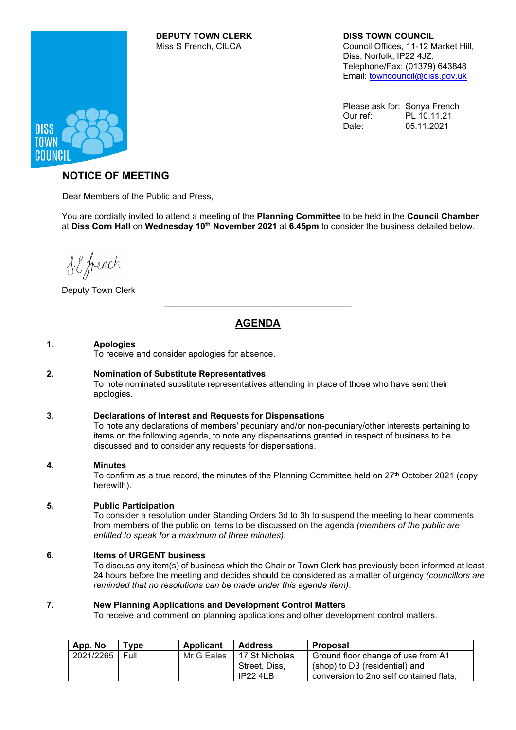**DEPUTY TOWN CLERK**
Miss S French, CILCA

**DISS TOWN COUNCIL**
Council Offices, 11-12 Market Hill,
Diss, Norfolk, IP22 4JZ.
Telephone/Fax: (01379) 643848
Email: towncouncil@diss.gov.uk

Please ask for: Sonya French
Our ref: PL 10.11.21
Date: 05.11.2021

## NOTICE OF MEETING

Dear Members of the Public and Press,

You are cordially invited to attend a meeting of the **Planning Committee** to be held in the **Council Chamber** at **Diss Corn Hall** on **Wednesday 10th November 2021** at **6.45pm** to consider the business detailed below.

S.E. French.

Deputy Town Clerk

---

## AGENDA

**1. Apologies**
To receive and consider apologies for absence.

**2. Nomination of Substitute Representatives**
To note nominated substitute representatives attending in place of those who have sent their apologies.

**3. Declarations of Interest and Requests for Dispensations**
To note any declarations of members' pecuniary and/or non-pecuniary/other interests pertaining to items on the following agenda, to note any dispensations granted in respect of business to be discussed and to consider any requests for dispensations.

**4. Minutes**
To confirm as a true record, the minutes of the Planning Committee held on 27th October 2021 (copy herewith).

**5. Public Participation**
To consider a resolution under Standing Orders 3d to 3h to suspend the meeting to hear comments from members of the public on items to be discussed on the agenda *(members of the public are entitled to speak for a maximum of three minutes).*

**6. Items of URGENT business**
To discuss any item(s) of business which the Chair or Town Clerk has previously been informed at least 24 hours before the meeting and decides should be considered as a matter of urgency *(councillors are reminded that no resolutions can be made under this agenda item)*.

**7. New Planning Applications and Development Control Matters**
To receive and comment on planning applications and other development control matters.

| App. No | Type | Applicant | Address | Proposal |
|---|---|---|---|---|
| 2021/2265 | Full | Mr G Eales | 17 St Nicholas Street, Diss, IP22 4LB | Ground floor change of use from A1 (shop) to D3 (residential) and conversion to 2no self contained flats, |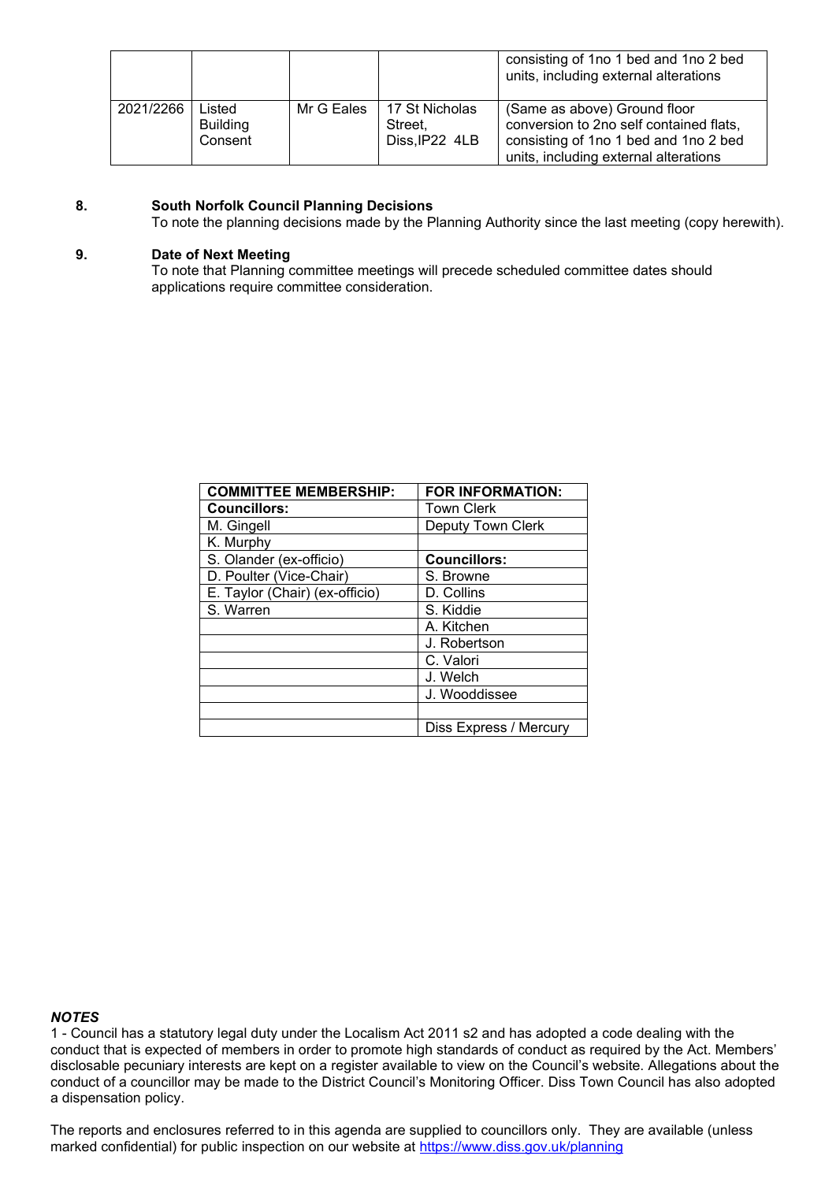| | | | | consisting of 1no 1 bed and 1no 2 bed units, including external alterations |
|---|---|---|---|---|
| 2021/2266 | Listed Building Consent | Mr G Eales | 17 St Nicholas Street, Diss,IP22 4LB | (Same as above) Ground floor conversion to 2no self contained flats, consisting of 1no 1 bed and 1no 2 bed units, including external alterations |

**8. South Norfolk Council Planning Decisions**
To note the planning decisions made by the Planning Authority since the last meeting (copy herewith).

**9. Date of Next Meeting**
To note that Planning committee meetings will precede scheduled committee dates should applications require committee consideration.

| COMMITTEE MEMBERSHIP: | FOR INFORMATION: |
|---|---|
| **Councillors:** | Town Clerk |
| M. Gingell | Deputy Town Clerk |
| K. Murphy | |
| S. Olander (ex-officio) | **Councillors:** |
| D. Poulter (Vice-Chair) | S. Browne |
| E. Taylor (Chair) (ex-officio) | D. Collins |
| S. Warren | S. Kiddie |
| | A. Kitchen |
| | J. Robertson |
| | C. Valori |
| | J. Welch |
| | J. Wooddissee |
| | |
| | Diss Express / Mercury |

***NOTES***
1 - Council has a statutory legal duty under the Localism Act 2011 s2 and has adopted a code dealing with the conduct that is expected of members in order to promote high standards of conduct as required by the Act. Members' disclosable pecuniary interests are kept on a register available to view on the Council's website. Allegations about the conduct of a councillor may be made to the District Council's Monitoring Officer. Diss Town Council has also adopted a dispensation policy.

The reports and enclosures referred to in this agenda are supplied to councillors only. They are available (unless marked confidential) for public inspection on our website at https://www.diss.gov.uk/planning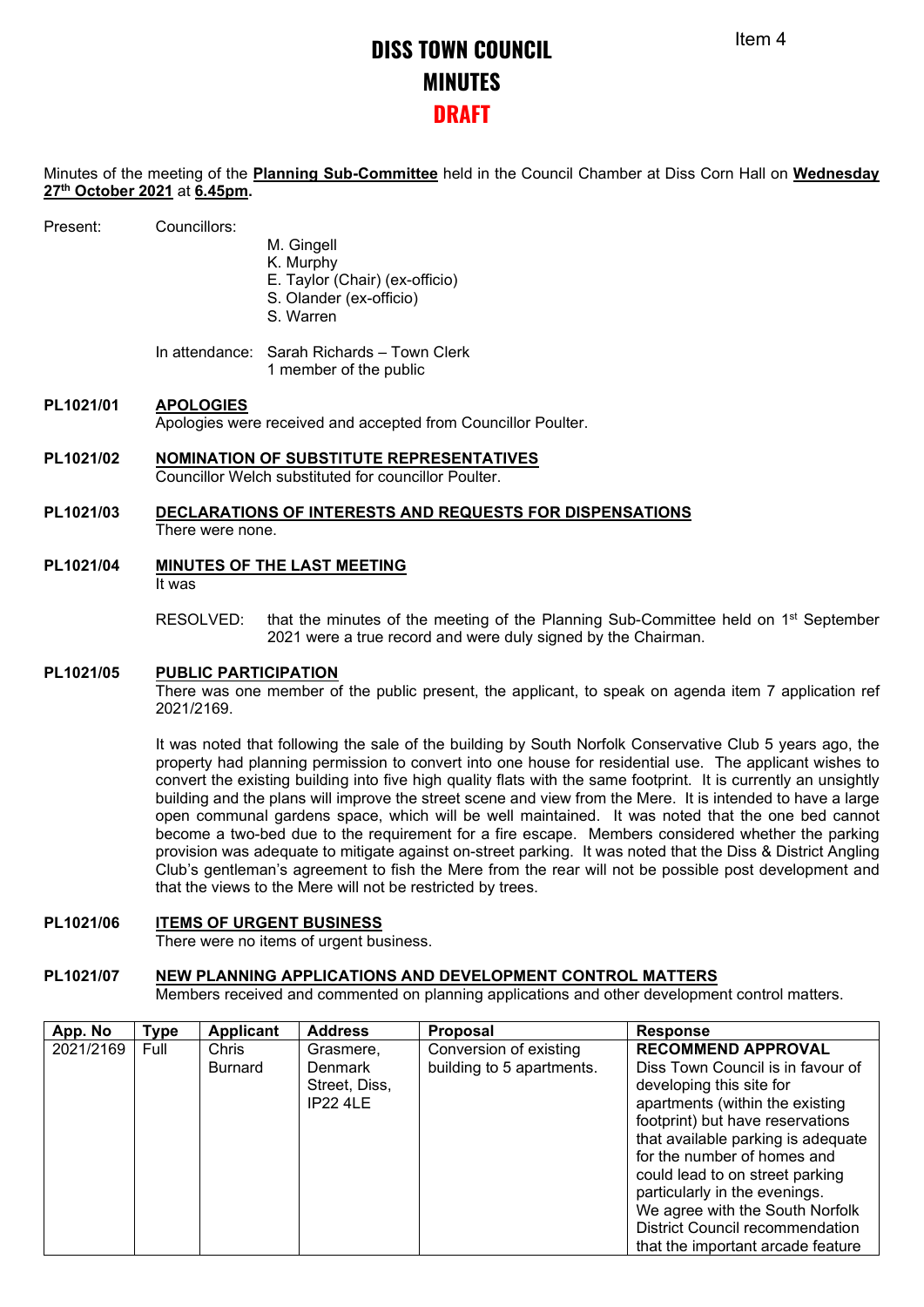Item 4

# DISS TOWN COUNCIL
# MINUTES
# DRAFT

Minutes of the meeting of the **Planning Sub-Committee** held in the Council Chamber at Diss Corn Hall on **Wednesday 27th October 2021** at **6.45pm.**

Present: Councillors:
- M. Gingell
- K. Murphy
- E. Taylor (Chair) (ex-officio)
- S. Olander (ex-officio)
- S. Warren

In attendance: Sarah Richards – Town Clerk
1 member of the public

**PL1021/01 APOLOGIES**
Apologies were received and accepted from Councillor Poulter.

**PL1021/02 NOMINATION OF SUBSTITUTE REPRESENTATIVES**
Councillor Welch substituted for councillor Poulter.

**PL1021/03 DECLARATIONS OF INTERESTS AND REQUESTS FOR DISPENSATIONS**
There were none.

**PL1021/04 MINUTES OF THE LAST MEETING**
It was

RESOLVED: that the minutes of the meeting of the Planning Sub-Committee held on 1st September 2021 were a true record and were duly signed by the Chairman.

**PL1021/05 PUBLIC PARTICIPATION**
There was one member of the public present, the applicant, to speak on agenda item 7 application ref 2021/2169.

It was noted that following the sale of the building by South Norfolk Conservative Club 5 years ago, the property had planning permission to convert into one house for residential use. The applicant wishes to convert the existing building into five high quality flats with the same footprint. It is currently an unsightly building and the plans will improve the street scene and view from the Mere. It is intended to have a large open communal gardens space, which will be well maintained. It was noted that the one bed cannot become a two-bed due to the requirement for a fire escape. Members considered whether the parking provision was adequate to mitigate against on-street parking. It was noted that the Diss & District Angling Club's gentleman's agreement to fish the Mere from the rear will not be possible post development and that the views to the Mere will not be restricted by trees.

**PL1021/06 ITEMS OF URGENT BUSINESS**
There were no items of urgent business.

**PL1021/07 NEW PLANNING APPLICATIONS AND DEVELOPMENT CONTROL MATTERS**
Members received and commented on planning applications and other development control matters.

| App. No | Type | Applicant | Address | Proposal | Response |
|---|---|---|---|---|---|
| 2021/2169 | Full | Chris Burnard | Grasmere, Denmark Street, Diss, IP22 4LE | Conversion of existing building to 5 apartments. | **RECOMMEND APPROVAL** Diss Town Council is in favour of developing this site for apartments (within the existing footprint) but have reservations that available parking is adequate for the number of homes and could lead to on street parking particularly in the evenings. We agree with the South Norfolk District Council recommendation that the important arcade feature |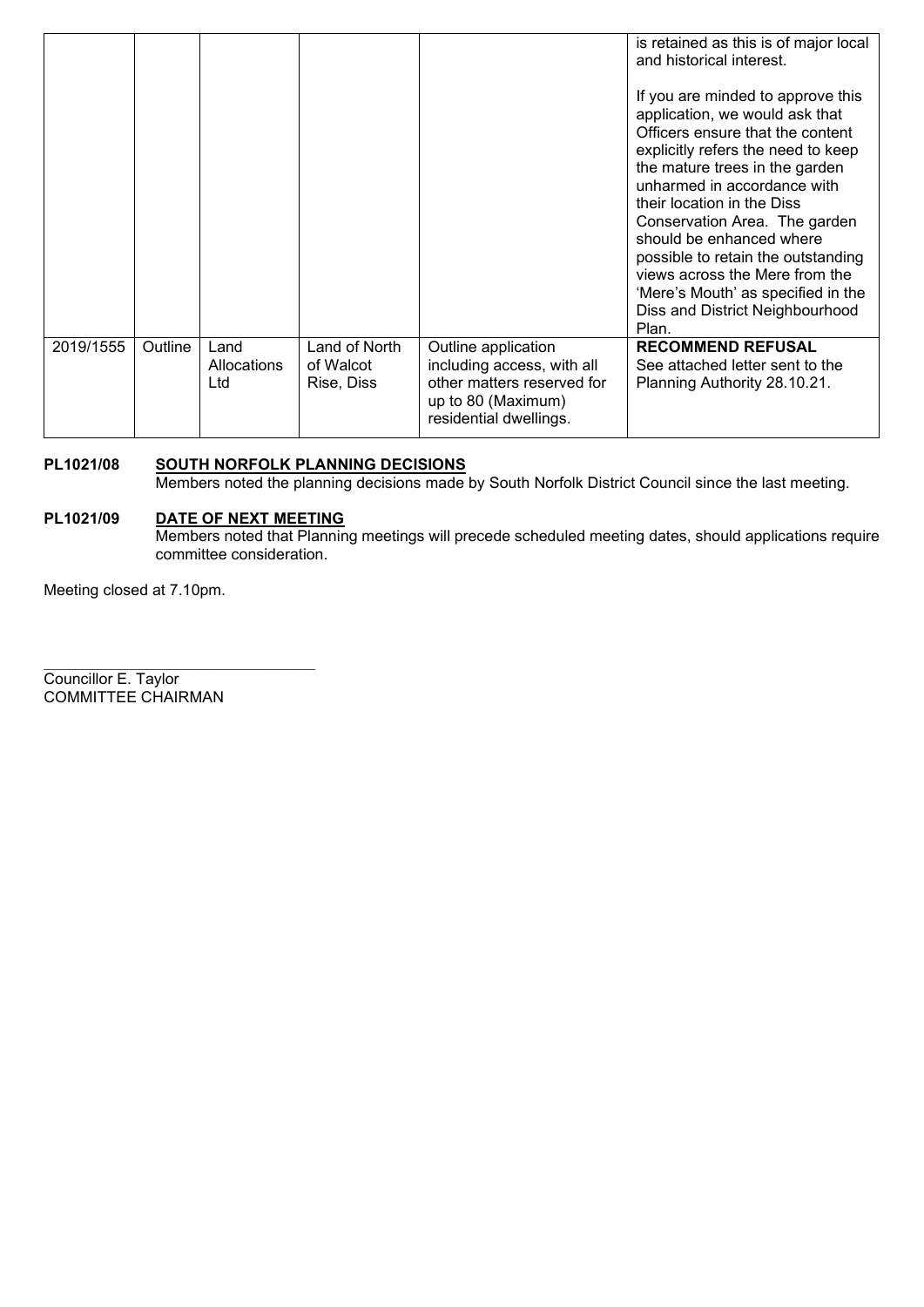|  |  |  |  |  | is retained as this is of major local and historical interest.<br><br>If you are minded to approve this application, we would ask that Officers ensure that the content explicitly refers the need to keep the mature trees in the garden unharmed in accordance with their location in the Diss Conservation Area. The garden should be enhanced where possible to retain the outstanding views across the Mere from the 'Mere's Mouth' as specified in the Diss and District Neighbourhood Plan. |
|---|---|---|---|---|---|
| 2019/1555 | Outline | Land Allocations Ltd | Land of North of Walcot Rise, Diss | Outline application including access, with all other matters reserved for up to 80 (Maximum) residential dwellings. | **RECOMMEND REFUSAL**<br>See attached letter sent to the Planning Authority 28.10.21. |

**PL1021/08 SOUTH NORFOLK PLANNING DECISIONS**

Members noted the planning decisions made by South Norfolk District Council since the last meeting.

**PL1021/09 DATE OF NEXT MEETING**

Members noted that Planning meetings will precede scheduled meeting dates, should applications require committee consideration.

Meeting closed at 7.10pm.

______________________________

Councillor E. Taylor
COMMITTEE CHAIRMAN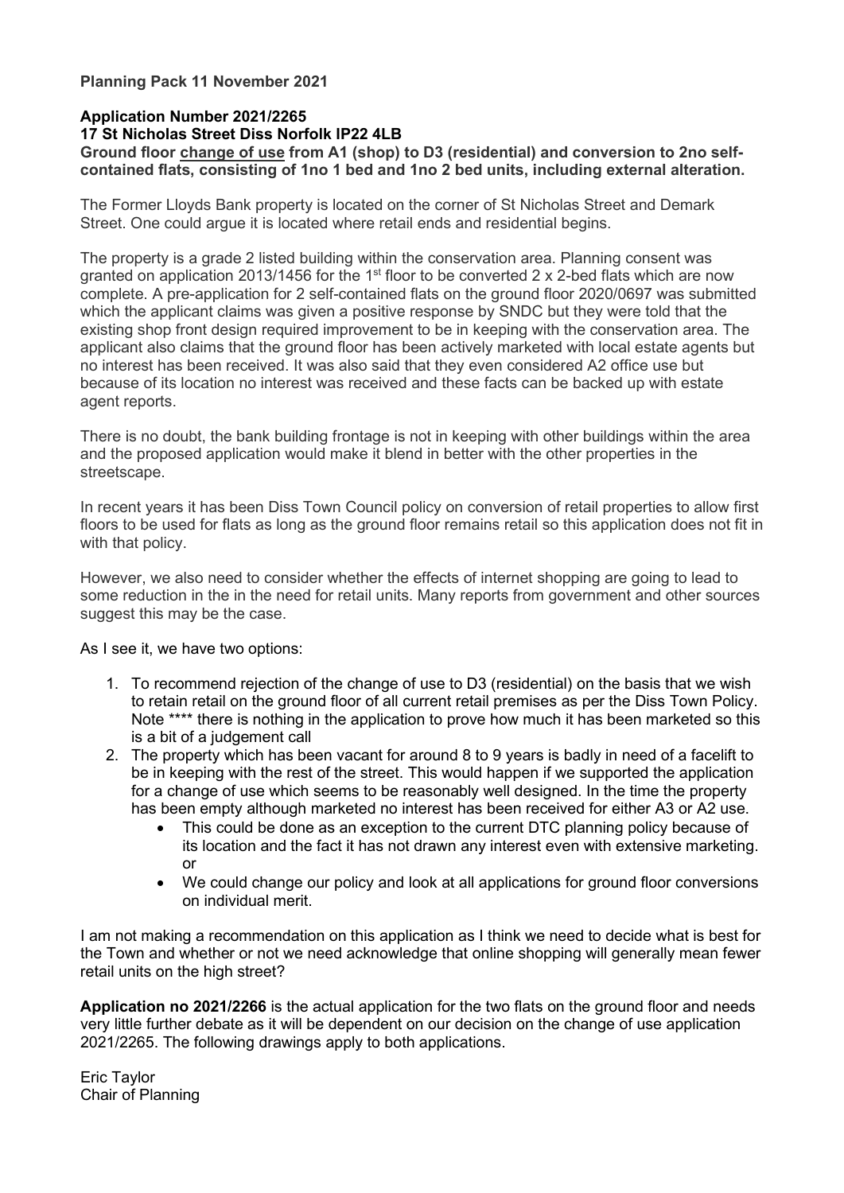**Planning Pack 11 November 2021**

**Application Number 2021/2265**
**17 St Nicholas Street Diss Norfolk IP22 4LB**
**Ground floor <u>change of use</u> from A1 (shop) to D3 (residential) and conversion to 2no self-contained flats, consisting of 1no 1 bed and 1no 2 bed units, including external alteration.**

The Former Lloyds Bank property is located on the corner of St Nicholas Street and Demark Street. One could argue it is located where retail ends and residential begins.

The property is a grade 2 listed building within the conservation area. Planning consent was granted on application 2013/1456 for the 1st floor to be converted 2 x 2-bed flats which are now complete. A pre-application for 2 self-contained flats on the ground floor 2020/0697 was submitted which the applicant claims was given a positive response by SNDC but they were told that the existing shop front design required improvement to be in keeping with the conservation area. The applicant also claims that the ground floor has been actively marketed with local estate agents but no interest has been received. It was also said that they even considered A2 office use but because of its location no interest was received and these facts can be backed up with estate agent reports.

There is no doubt, the bank building frontage is not in keeping with other buildings within the area and the proposed application would make it blend in better with the other properties in the streetscape.

In recent years it has been Diss Town Council policy on conversion of retail properties to allow first floors to be used for flats as long as the ground floor remains retail so this application does not fit in with that policy.

However, we also need to consider whether the effects of internet shopping are going to lead to some reduction in the in the need for retail units. Many reports from government and other sources suggest this may be the case.

As I see it, we have two options:

1. To recommend rejection of the change of use to D3 (residential) on the basis that we wish to retain retail on the ground floor of all current retail premises as per the Diss Town Policy. Note **** there is nothing in the application to prove how much it has been marketed so this is a bit of a judgement call
2. The property which has been vacant for around 8 to 9 years is badly in need of a facelift to be in keeping with the rest of the street. This would happen if we supported the application for a change of use which seems to be reasonably well designed. In the time the property has been empty although marketed no interest has been received for either A3 or A2 use.
   - This could be done as an exception to the current DTC planning policy because of its location and the fact it has not drawn any interest even with extensive marketing. or
   - We could change our policy and look at all applications for ground floor conversions on individual merit.

I am not making a recommendation on this application as I think we need to decide what is best for the Town and whether or not we need acknowledge that online shopping will generally mean fewer retail units on the high street?

**Application no 2021/2266** is the actual application for the two flats on the ground floor and needs very little further debate as it will be dependent on our decision on the change of use application 2021/2265. The following drawings apply to both applications.

Eric Taylor
Chair of Planning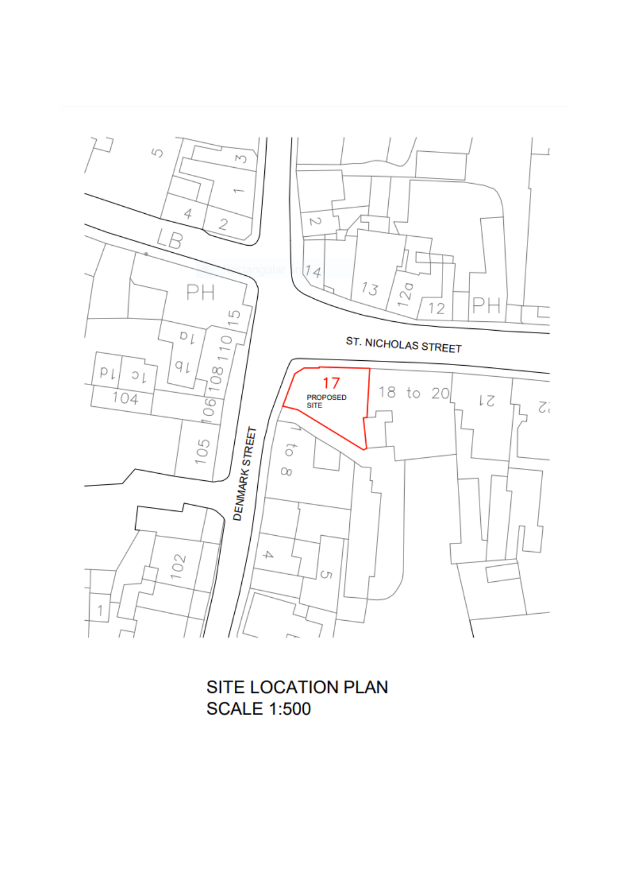SITE LOCATION PLAN
SCALE 1:500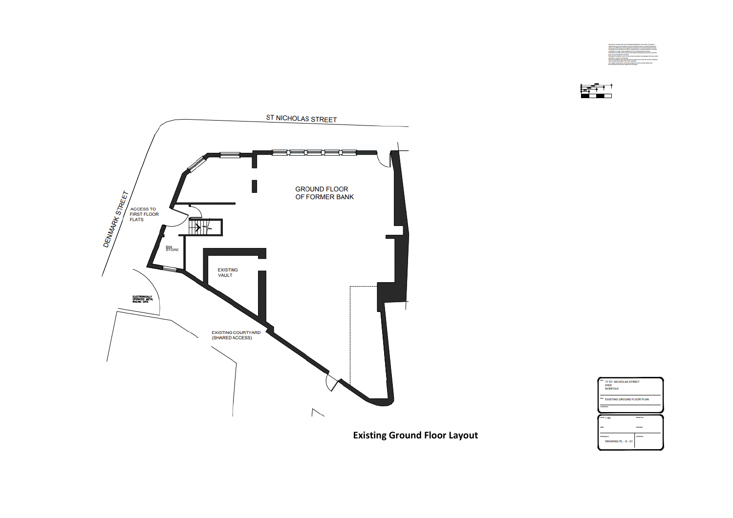ST NICHOLAS STREET

DENMARK STREET

ACCESS TO FIRST FLOOR FLATS

GROUND FLOOR OF FORMER BANK

BIN STORE

EXISTING VAULT

ELECTRONICALLY OPERATED METAL RAILING GATE

EXISTING COURTYARD (SHARED ACCESS)

17 ST. NICHOLAS STREET
DISS
NORFOLK

EXISTING GROUND FLOOR PLAN

1:50

DRAWING PL - D - 01

**Existing Ground Floor Layout**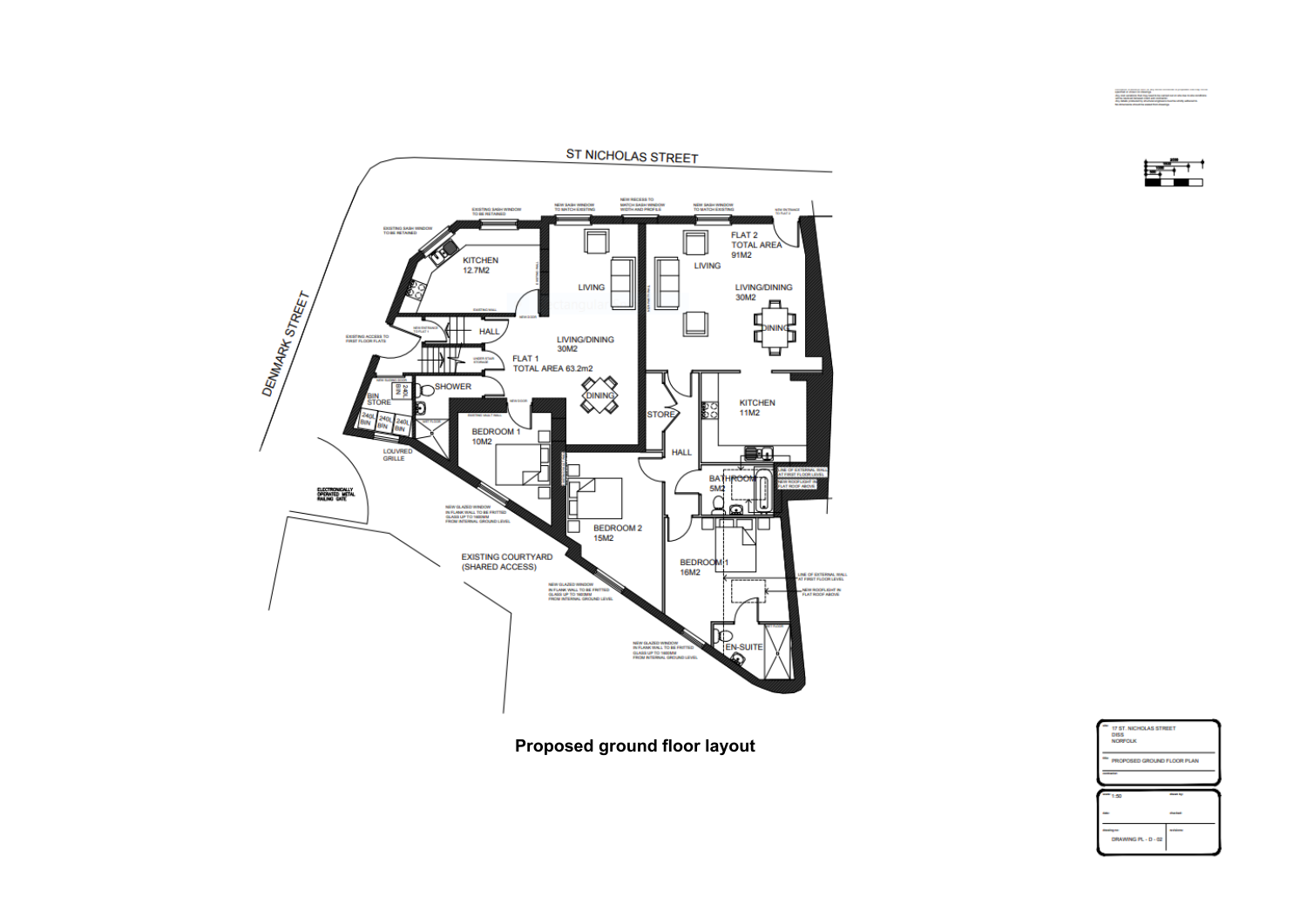ST NICHOLAS STREET

DENMARK STREET

EXISTING SASH WINDOW TO BE RETAINED

EXISTING SASH WINDOW TO BE RETAINED

NEW SASH WINDOW TO MATCH EXISTING

NEW RECESS TO MATCH SASH WINDOW WIDTH AND PROFILE

NEW SASH WINDOW TO MATCH EXISTING

NEW ENTRANCE TO FLAT 2

KITCHEN 12.7M2

LIVING

LIVING

FLAT 2 TOTAL AREA 91M2

LIVING/DINING 30M2

DINING

EXISTING ACCESS TO FIRST FLOOR FLATS

NEW ENTRANCE TO FLAT 1

HALL

UNDER STAIR STORAGE

LIVING/DINING 30M2

FLAT 1 TOTAL AREA 63.2m2

DINING

SHOWER

BIN STORE

240L BIN

240L BIN

240L BIN

240L BIN

LOUVRED GRILLE

BEDROOM 1 10M2

STORE

KITCHEN 11M2

HALL

BATHROOM 5M2

LINE OF EXTERNAL WALL AT FIRST FLOOR LEVEL

NEW ROOFLIGHT IN FLAT ROOF ABOVE

BEDROOM 2 15M2

BEDROOM 1 16M2

LINE OF EXTERNAL WALL AT FIRST FLOOR LEVEL

NEW ROOFLIGHT IN FLAT ROOF ABOVE

EN-SUITE

ELECTRONICALLY OPERATED METAL RAILING GATE

NEW GLAZED WINDOW IN FLANK WALL TO BE FRITTED GLASS UP TO 1600MM FROM INTERNAL GROUND LEVEL

EXISTING COURTYARD (SHARED ACCESS)

NEW GLAZED WINDOW IN FLANK WALL TO BE FRITTED GLASS UP TO 1600MM FROM INTERNAL GROUND LEVEL

NEW GLAZED WINDOW IN FLANK WALL TO BE FRITTED GLASS UP TO 1600MM FROM INTERNAL GROUND LEVEL

**Proposed ground floor layout**

17 ST. NICHOLAS STREET
DISS
NORFOLK

PROPOSED GROUND FLOOR PLAN

1:50

DRAWING PL - D - 02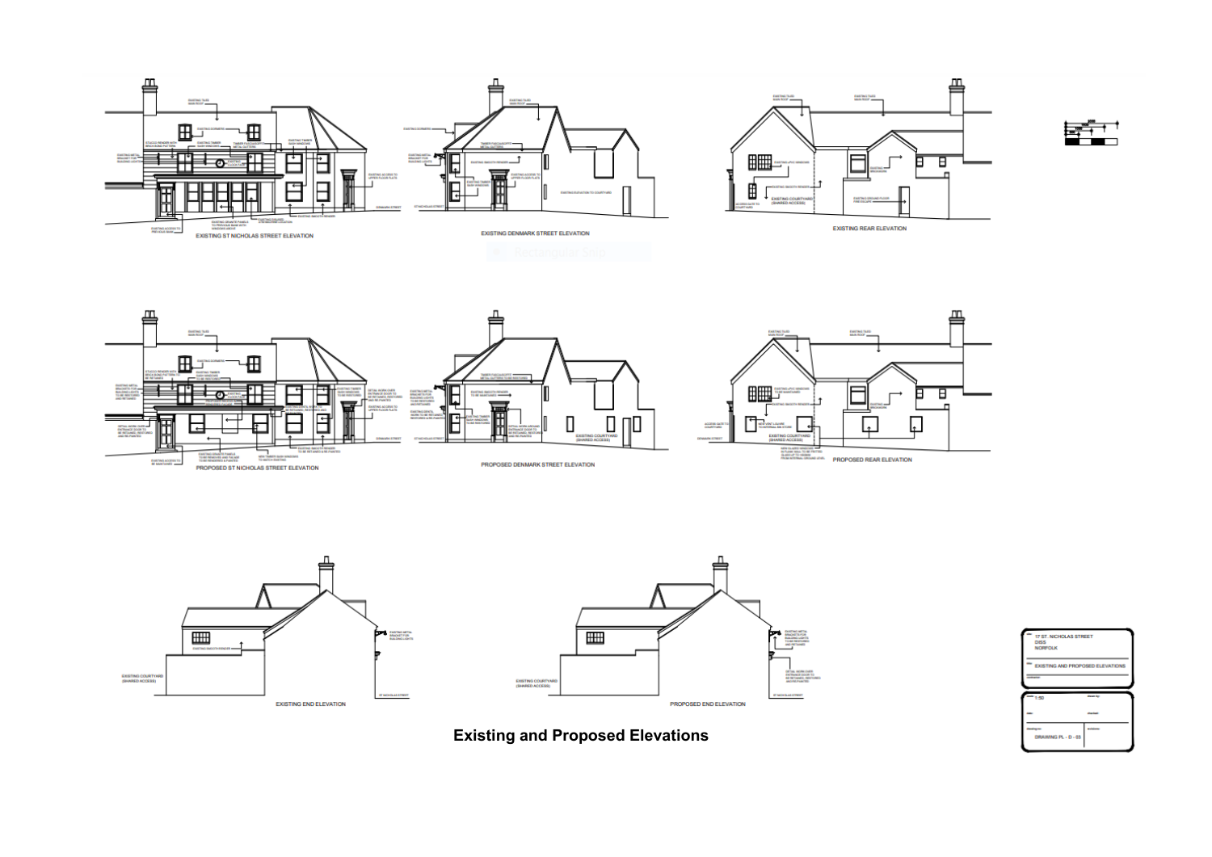EXISTING ST NICHOLAS STREET ELEVATION

EXISTING DENMARK STREET ELEVATION

EXISTING REAR ELEVATION

PROPOSED ST NICHOLAS STREET ELEVATION

PROPOSED DENMARK STREET ELEVATION

PROPOSED REAR ELEVATION

EXISTING END ELEVATION

PROPOSED END ELEVATION

# Existing and Proposed Elevations

17 ST. NICHOLAS STREET
DISS
NORFOLK

EXISTING AND PROPOSED ELEVATIONS

1:50

DRAWING PL - D - 03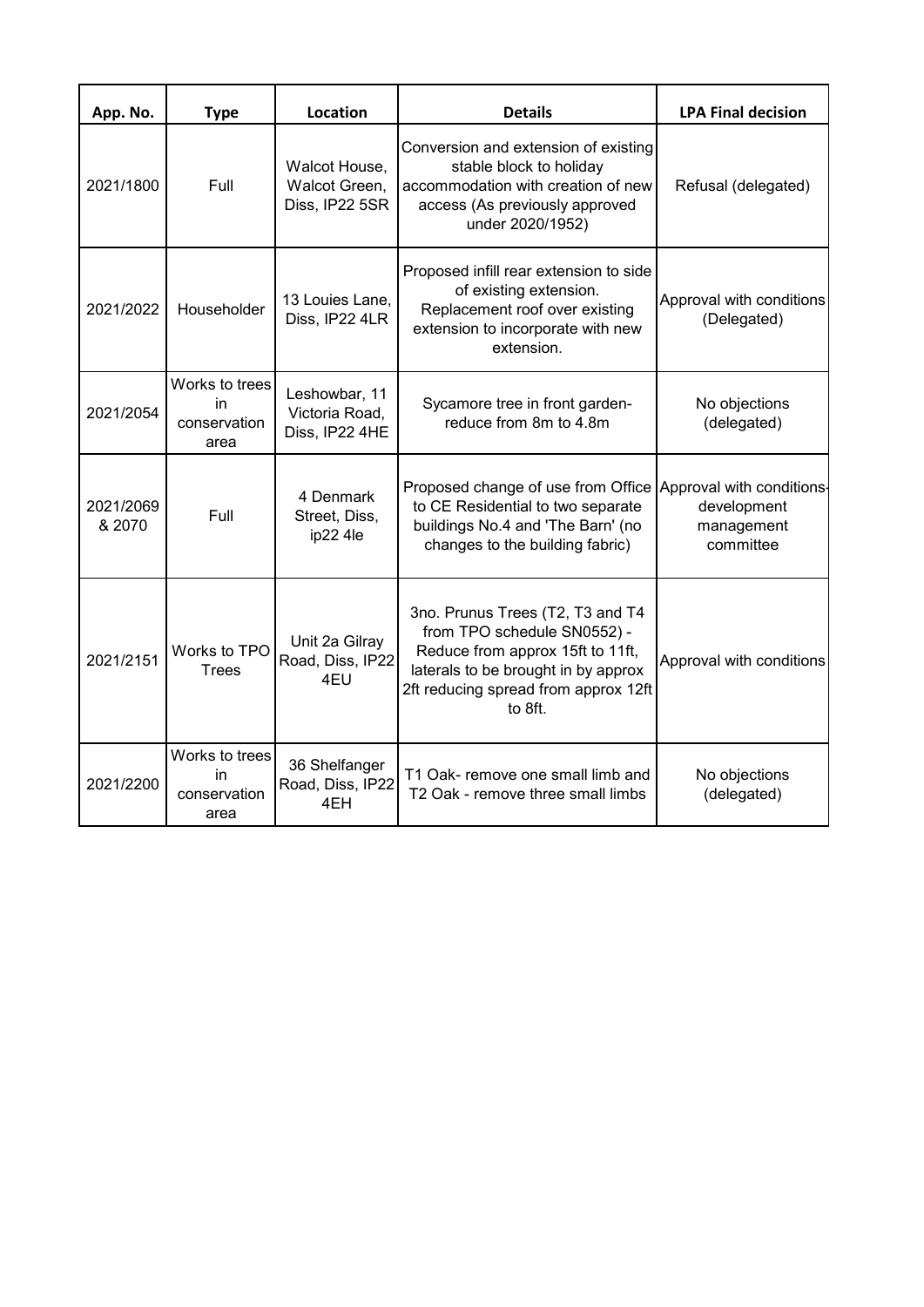| App. No. | Type | Location | Details | LPA Final decision |
|---|---|---|---|---|
| 2021/1800 | Full | Walcot House, Walcot Green, Diss, IP22 5SR | Conversion and extension of existing stable block to holiday accommodation with creation of new access (As previously approved under 2020/1952) | Refusal (delegated) |
| 2021/2022 | Householder | 13 Louies Lane, Diss, IP22 4LR | Proposed infill rear extension to side of existing extension. Replacement roof over existing extension to incorporate with new extension. | Approval with conditions (Delegated) |
| 2021/2054 | Works to trees in conservation area | Leshowbar, 11 Victoria Road, Diss, IP22 4HE | Sycamore tree in front garden- reduce from 8m to 4.8m | No objections (delegated) |
| 2021/2069 & 2070 | Full | 4 Denmark Street, Diss, ip22 4le | Proposed change of use from Office to CE Residential to two separate buildings No.4 and 'The Barn' (no changes to the building fabric) | Approval with conditions- development management committee |
| 2021/2151 | Works to TPO Trees | Unit 2a Gilray Road, Diss, IP22 4EU | 3no. Prunus Trees (T2, T3 and T4 from TPO schedule SN0552) - Reduce from approx 15ft to 11ft, laterals to be brought in by approx 2ft reducing spread from approx 12ft to 8ft. | Approval with conditions |
| 2021/2200 | Works to trees in conservation area | 36 Shelfanger Road, Diss, IP22 4EH | T1 Oak- remove one small limb and T2 Oak - remove three small limbs | No objections (delegated) |